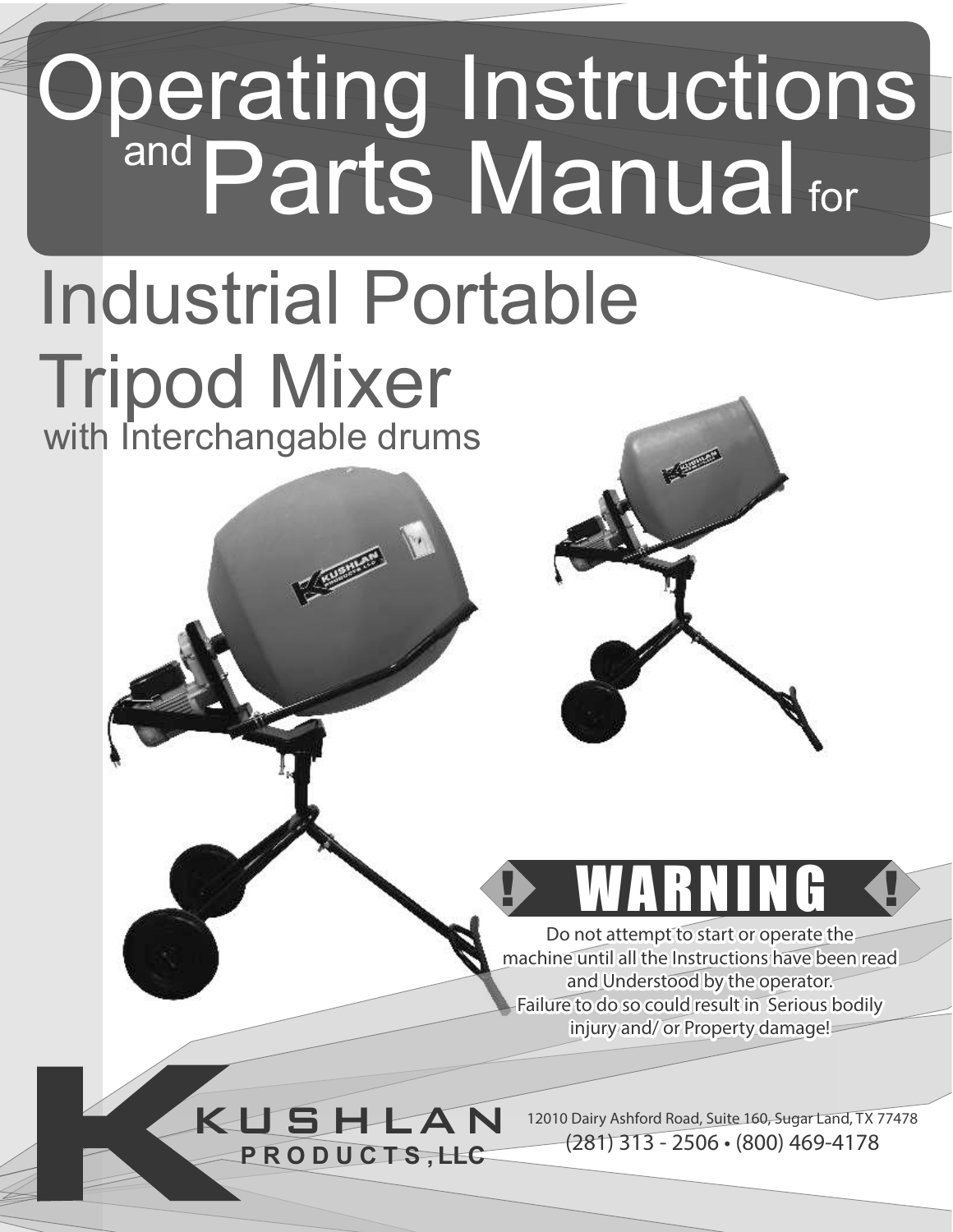# Operating Instructions and Parts Manual for

## Industrial Portable Tripod Mixer

with Interchangable drums

### ! WARNING !

Do not attempt to start or operate the machine until all the Instructions have been read and Understood by the operator. Failure to do so could result in Serious bodily injury and/ or Property damage!

KUSHLAN PRODUCTS, LLC

12010 Dairy Ashford Road, Suite 160, Sugar Land, TX 77478
(281) 313 - 2506 • (800) 469-4178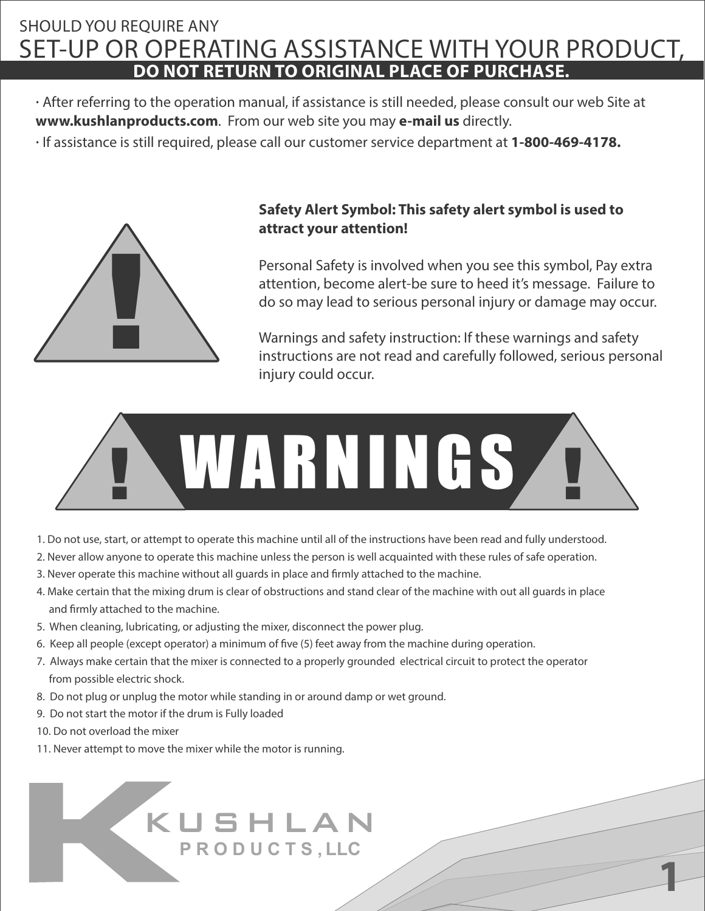SHOULD YOU REQUIRE ANY

# SET-UP OR OPERATING ASSISTANCE WITH YOUR PRODUCT,

## DO NOT RETURN TO ORIGINAL PLACE OF PURCHASE.

· After referring to the operation manual, if assistance is still needed, please consult our web Site at **www.kushlanproducts.com**. From our web site you may **e-mail us** directly.

· If assistance is still required, please call our customer service department at **1-800-469-4178.**

**Safety Alert Symbol: This safety alert symbol is used to attract your attention!**

Personal Safety is involved when you see this symbol, Pay extra attention, become alert-be sure to heed it's message. Failure to do so may lead to serious personal injury or damage may occur.

Warnings and safety instruction: If these warnings and safety instructions are not read and carefully followed, serious personal injury could occur.

# ! WARNINGS !

1. Do not use, start, or attempt to operate this machine until all of the instructions have been read and fully understood.
2. Never allow anyone to operate this machine unless the person is well acquainted with these rules of safe operation.
3. Never operate this machine without all guards in place and firmly attached to the machine.
4. Make certain that the mixing drum is clear of obstructions and stand clear of the machine with out all guards in place and firmly attached to the machine.
5. When cleaning, lubricating, or adjusting the mixer, disconnect the power plug.
6. Keep all people (except operator) a minimum of five (5) feet away from the machine during operation.
7. Always make certain that the mixer is connected to a properly grounded electrical circuit to protect the operator from possible electric shock.
8. Do not plug or unplug the motor while standing in or around damp or wet ground.
9. Do not start the motor if the drum is Fully loaded
10. Do not overload the mixer
11. Never attempt to move the mixer while the motor is running.

KUSHLAN PRODUCTS, LLC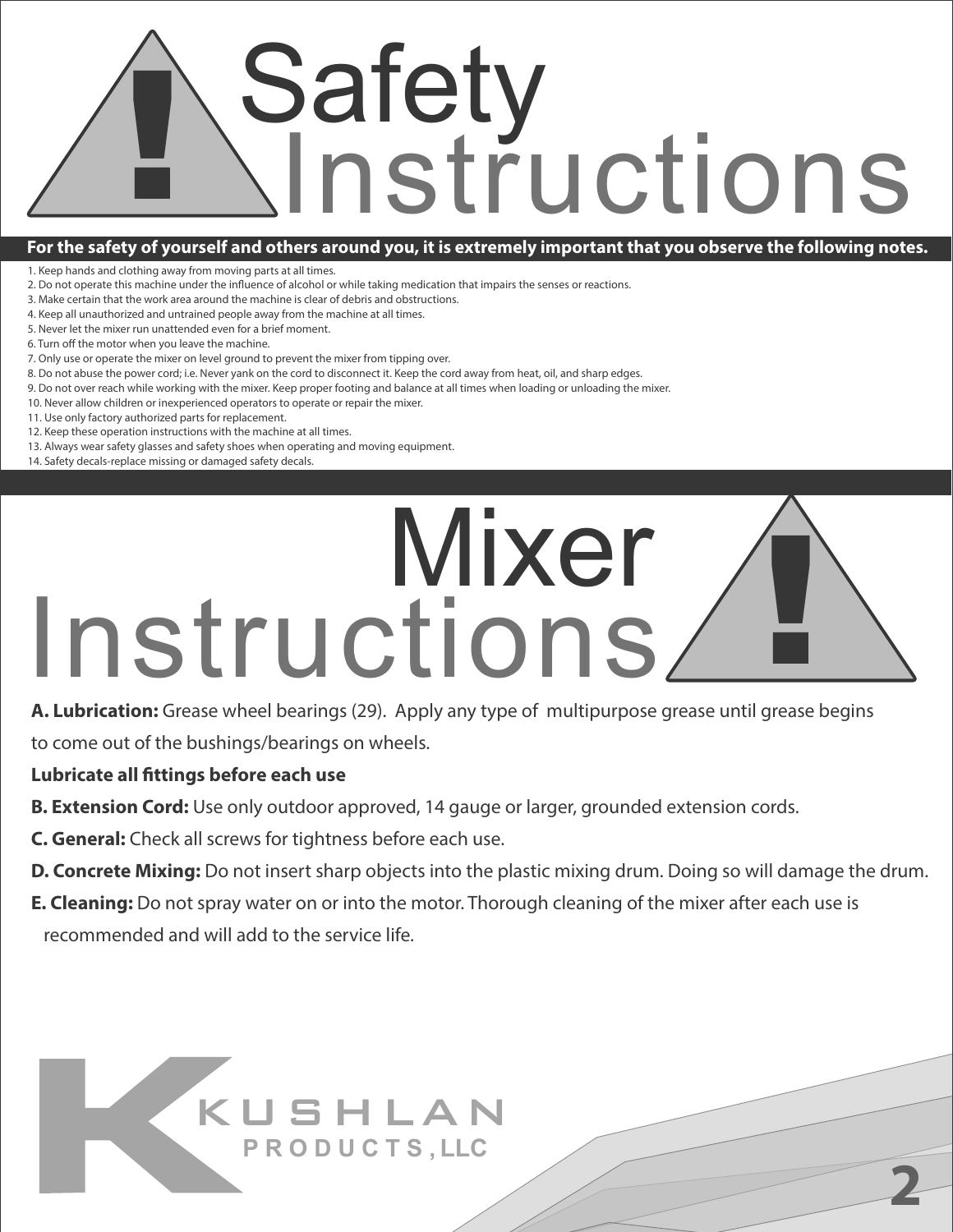# Safety Instructions

**For the safety of yourself and others around you, it is extremely important that you observe the following notes.**

1. Keep hands and clothing away from moving parts at all times.
2. Do not operate this machine under the influence of alcohol or while taking medication that impairs the senses or reactions.
3. Make certain that the work area around the machine is clear of debris and obstructions.
4. Keep all unauthorized and untrained people away from the machine at all times.
5. Never let the mixer run unattended even for a brief moment.
6. Turn off the motor when you leave the machine.
7. Only use or operate the mixer on level ground to prevent the mixer from tipping over.
8. Do not abuse the power cord; i.e. Never yank on the cord to disconnect it. Keep the cord away from heat, oil, and sharp edges.
9. Do not over reach while working with the mixer. Keep proper footing and balance at all times when loading or unloading the mixer.
10. Never allow children or inexperienced operators to operate or repair the mixer.
11. Use only factory authorized parts for replacement.
12. Keep these operation instructions with the machine at all times.
13. Always wear safety glasses and safety shoes when operating and moving equipment.
14. Safety decals-replace missing or damaged safety decals.

# Mixer Instructions

**A. Lubrication:** Grease wheel bearings (29). Apply any type of multipurpose grease until grease begins to come out of the bushings/bearings on wheels.

**Lubricate all fittings before each use**

**B. Extension Cord:** Use only outdoor approved, 14 gauge or larger, grounded extension cords.

**C. General:** Check all screws for tightness before each use.

**D. Concrete Mixing:** Do not insert sharp objects into the plastic mixing drum. Doing so will damage the drum.

**E. Cleaning:** Do not spray water on or into the motor. Thorough cleaning of the mixer after each use is recommended and will add to the service life.

KUSHLAN PRODUCTS, LLC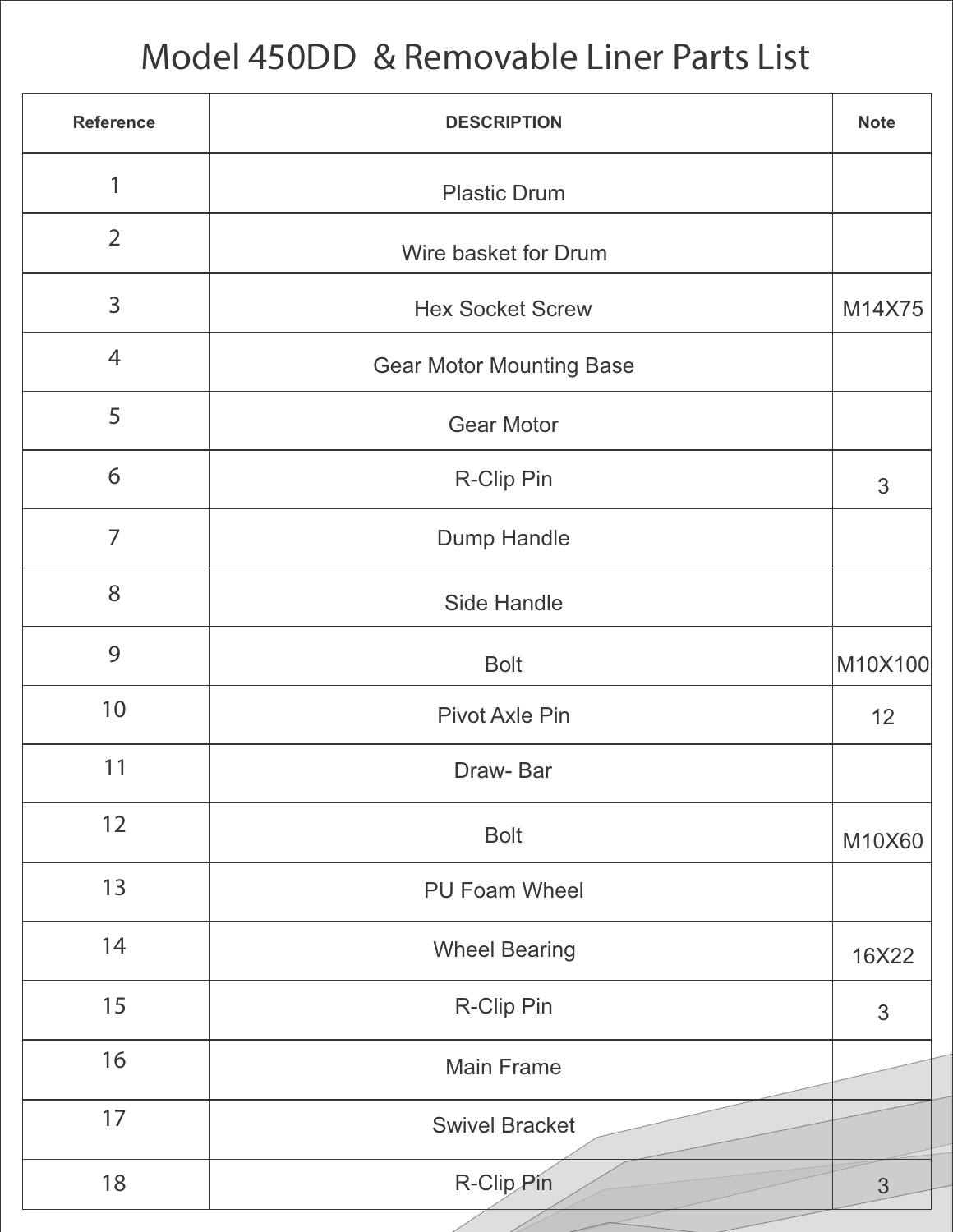# Model 450DD & Removable Liner Parts List

| Reference | DESCRIPTION | Note |
|---|---|---|
| 1 | Plastic Drum | |
| 2 | Wire basket for Drum | |
| 3 | Hex Socket Screw | M14X75 |
| 4 | Gear Motor Mounting Base | |
| 5 | Gear Motor | |
| 6 | R-Clip Pin | 3 |
| 7 | Dump Handle | |
| 8 | Side Handle | |
| 9 | Bolt | M10X100 |
| 10 | Pivot Axle Pin | 12 |
| 11 | Draw- Bar | |
| 12 | Bolt | M10X60 |
| 13 | PU Foam Wheel | |
| 14 | Wheel Bearing | 16X22 |
| 15 | R-Clip Pin | 3 |
| 16 | Main Frame | |
| 17 | Swivel Bracket | |
| 18 | R-Clip Pin | 3 |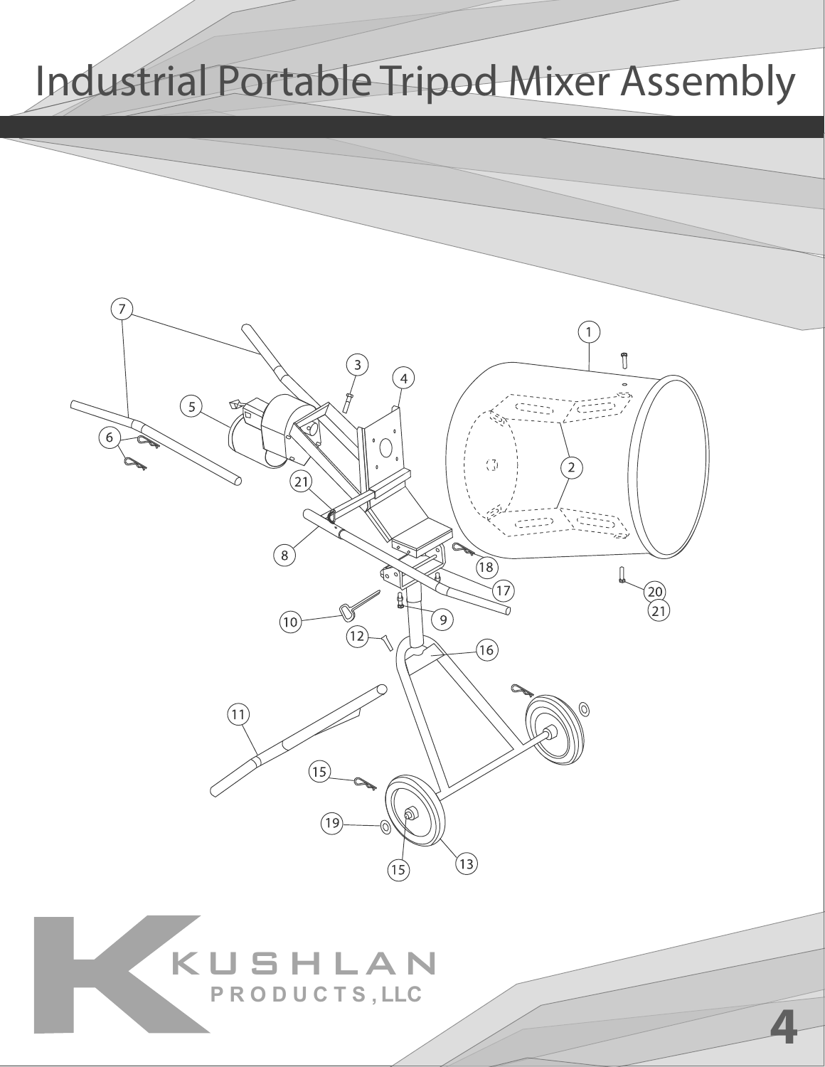# Industrial Portable Tripod Mixer Assembly

7 1 3 4 5 6 2 21 8 18 17 20 21 10 9 12 16 11 15 19 15 13

KUSHLAN
PRODUCTS,LLC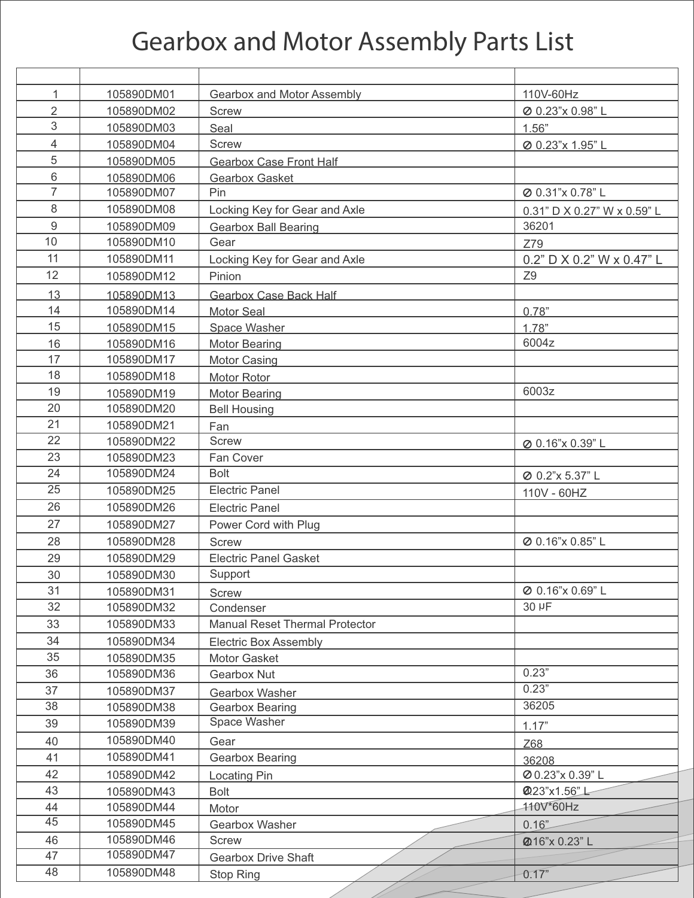# Gearbox and Motor Assembly Parts List

| | | | |
|---|---|---|---|
| 1 | 105890DM01 | Gearbox and Motor Assembly | 110V-60Hz |
| 2 | 105890DM02 | Screw | ⌀ 0.23"x 0.98" L |
| 3 | 105890DM03 | Seal | 1.56" |
| 4 | 105890DM04 | Screw | ⌀ 0.23"x 1.95" L |
| 5 | 105890DM05 | Gearbox Case Front Half | |
| 6 | 105890DM06 | Gearbox Gasket | |
| 7 | 105890DM07 | Pin | ⌀ 0.31"x 0.78" L |
| 8 | 105890DM08 | Locking Key for Gear and Axle | 0.31" D X 0.27" W x 0.59" L |
| 9 | 105890DM09 | Gearbox Ball Bearing | 36201 |
| 10 | 105890DM10 | Gear | Z79 |
| 11 | 105890DM11 | Locking Key for Gear and Axle | 0.2" D X 0.2" W x 0.47" L |
| 12 | 105890DM12 | Pinion | Z9 |
| 13 | 105890DM13 | Gearbox Case Back Half | |
| 14 | 105890DM14 | Motor Seal | 0.78" |
| 15 | 105890DM15 | Space Washer | 1.78" |
| 16 | 105890DM16 | Motor Bearing | 6004z |
| 17 | 105890DM17 | Motor Casing | |
| 18 | 105890DM18 | Motor Rotor | |
| 19 | 105890DM19 | Motor Bearing | 6003z |
| 20 | 105890DM20 | Bell Housing | |
| 21 | 105890DM21 | Fan | |
| 22 | 105890DM22 | Screw | ⌀ 0.16"x 0.39" L |
| 23 | 105890DM23 | Fan Cover | |
| 24 | 105890DM24 | Bolt | ⌀ 0.2"x 5.37" L |
| 25 | 105890DM25 | Electric Panel | 110V - 60HZ |
| 26 | 105890DM26 | Electric Panel | |
| 27 | 105890DM27 | Power Cord with Plug | |
| 28 | 105890DM28 | Screw | ⌀ 0.16"x 0.85" L |
| 29 | 105890DM29 | Electric Panel Gasket | |
| 30 | 105890DM30 | Support | |
| 31 | 105890DM31 | Screw | ⌀ 0.16"x 0.69" L |
| 32 | 105890DM32 | Condenser | 30 μF |
| 33 | 105890DM33 | Manual Reset Thermal Protector | |
| 34 | 105890DM34 | Electric Box Assembly | |
| 35 | 105890DM35 | Motor Gasket | |
| 36 | 105890DM36 | Gearbox Nut | 0.23" |
| 37 | 105890DM37 | Gearbox Washer | 0.23" |
| 38 | 105890DM38 | Gearbox Bearing | 36205 |
| 39 | 105890DM39 | Space Washer | 1.17" |
| 40 | 105890DM40 | Gear | Z68 |
| 41 | 105890DM41 | Gearbox Bearing | 36208 |
| 42 | 105890DM42 | Locating Pin | ⌀ 0.23"x 0.39" L |
| 43 | 105890DM43 | Bolt | ⌀0.23"x1.56" L |
| 44 | 105890DM44 | Motor | 110V*60Hz |
| 45 | 105890DM45 | Gearbox Washer | 0.16" |
| 46 | 105890DM46 | Screw | ⌀0.16"x 0.23" L |
| 47 | 105890DM47 | Gearbox Drive Shaft | |
| 48 | 105890DM48 | Stop Ring | 0.17" |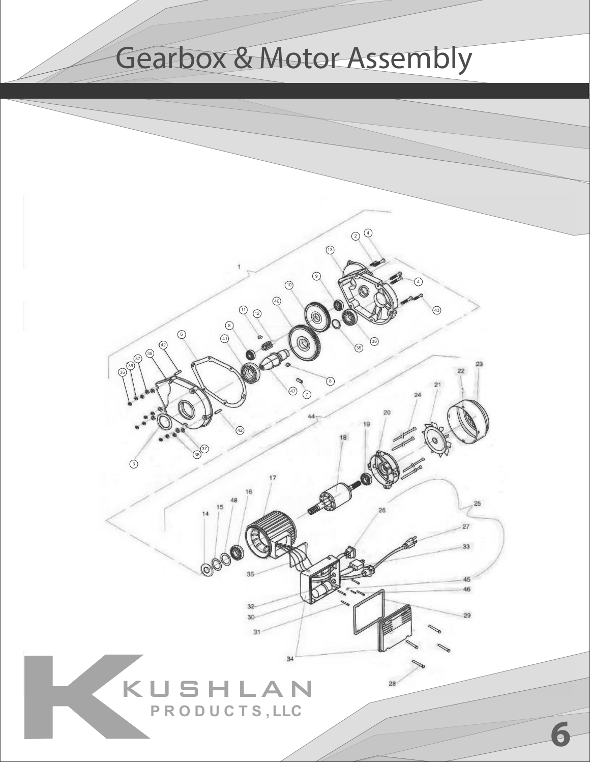# Gearbox & Motor Assembly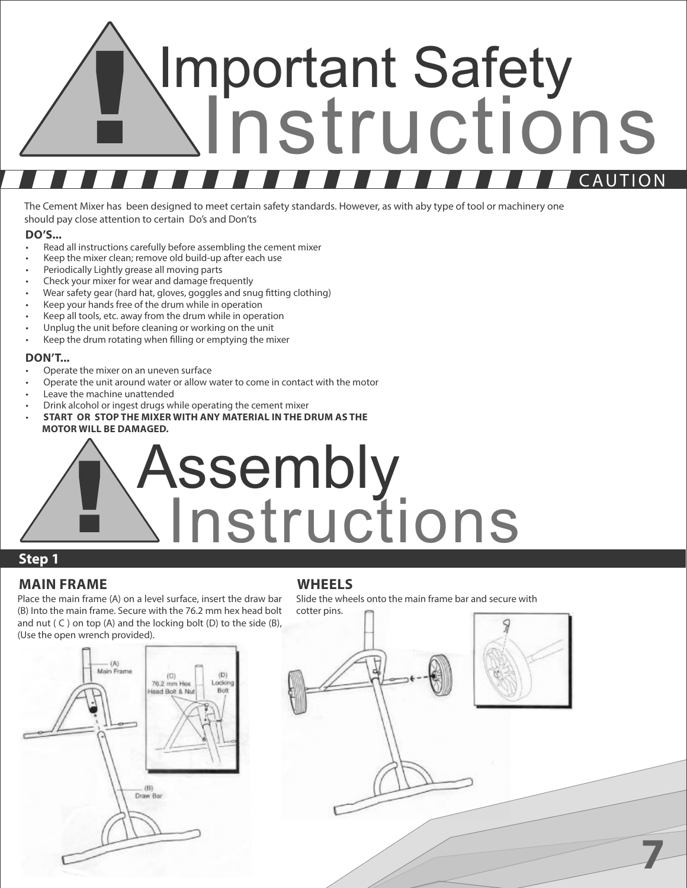# Important Safety Instructions

CAUTION

The Cement Mixer has been designed to meet certain safety standards. However, as with aby type of tool or machinery one should pay close attention to certain Do's and Don'ts

**DO'S...**

- Read all instructions carefully before assembling the cement mixer
- Keep the mixer clean; remove old build-up after each use
- Periodically Lightly grease all moving parts
- Check your mixer for wear and damage frequently
- Wear safety gear (hard hat, gloves, goggles and snug fitting clothing)
- Keep your hands free of the drum while in operation
- Keep all tools, etc. away from the drum while in operation
- Unplug the unit before cleaning or working on the unit
- Keep the drum rotating when filling or emptying the mixer

**DON'T...**

- Operate the mixer on an uneven surface
- Operate the unit around water or allow water to come in contact with the motor
- Leave the machine unattended
- Drink alcohol or ingest drugs while operating the cement mixer
- **START OR STOP THE MIXER WITH ANY MATERIAL IN THE DRUM AS THE MOTOR WILL BE DAMAGED.**

# Assembly Instructions

## Step 1

### MAIN FRAME

Place the main frame (A) on a level surface, insert the draw bar (B) Into the main frame. Secure with the 76.2 mm hex head bolt and nut ( C ) on top (A) and the locking bolt (D) to the side (B), (Use the open wrench provided).

(A) Main Frame

(C) 76.2 mm Hex Head Bolt & Nut

(D) Locking Bolt

(B) Draw Bar

### WHEELS

Slide the wheels onto the main frame bar and secure with cotter pins.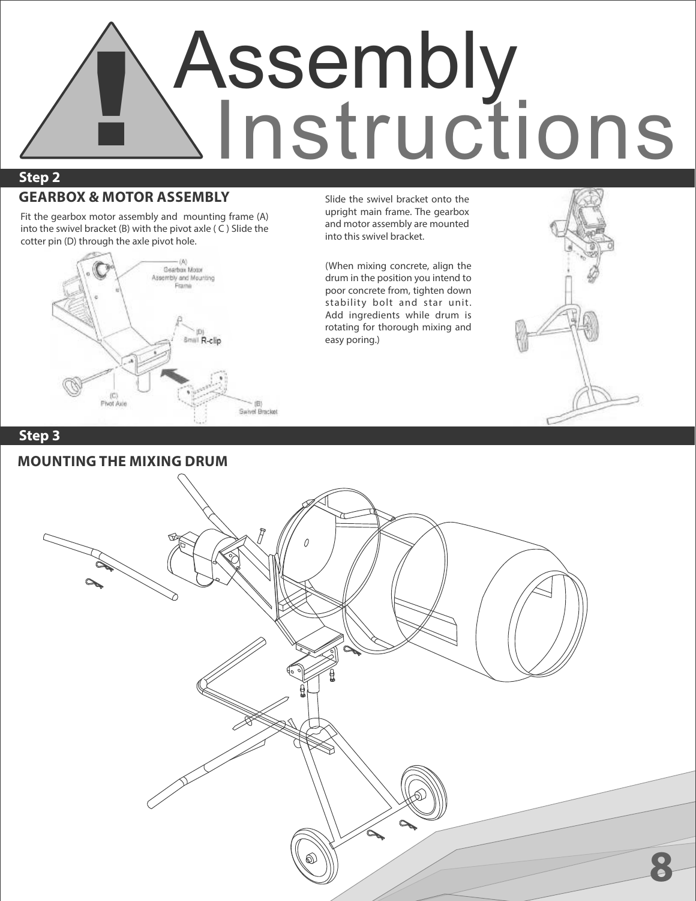# Assembly Instructions

## Step 2

### GEARBOX & MOTOR ASSEMBLY

Fit the gearbox motor assembly and mounting frame (A) into the swivel bracket (B) with the pivot axle ( C ) Slide the cotter pin (D) through the axle pivot hole.

(A) Gearbox Motor Assembly and Mounting Frame

(D) Small R-clip

(C) Pivot Axle

(B) Swivel Bracket

Slide the swivel bracket onto the upright main frame. The gearbox and motor assembly are mounted into this swivel bracket.

(When mixing concrete, align the drum in the position you intend to poor concrete from, tighten down stability bolt and star unit. Add ingredients while drum is rotating for thorough mixing and easy poring.)

## Step 3

### MOUNTING THE MIXING DRUM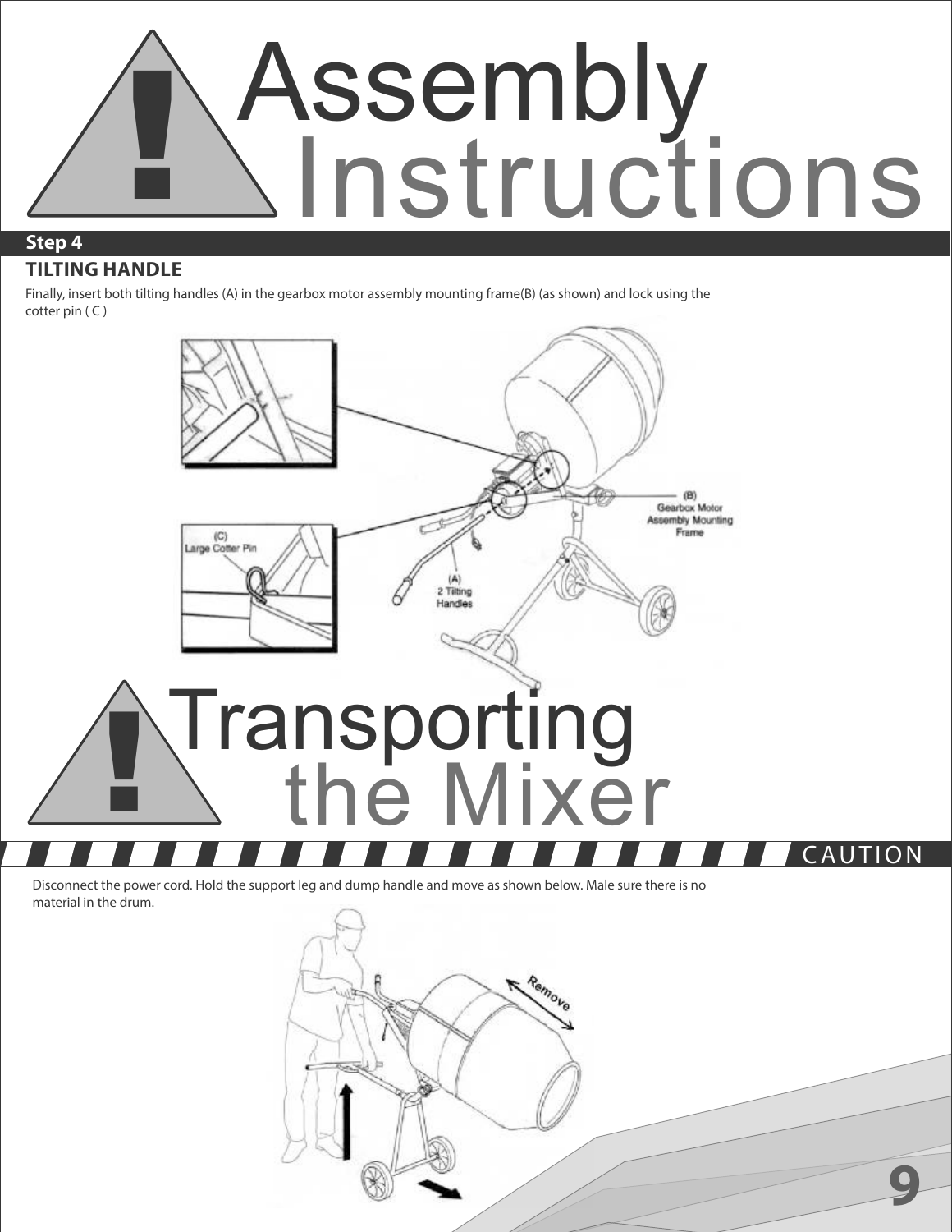# Assembly Instructions

## Step 4

### TILTING HANDLE

Finally, insert both tilting handles (A) in the gearbox motor assembly mounting frame(B) (as shown) and lock using the cotter pin ( C )

# Transporting the Mixer

CAUTION

Disconnect the power cord. Hold the support leg and dump handle and move as shown below. Male sure there is no material in the drum.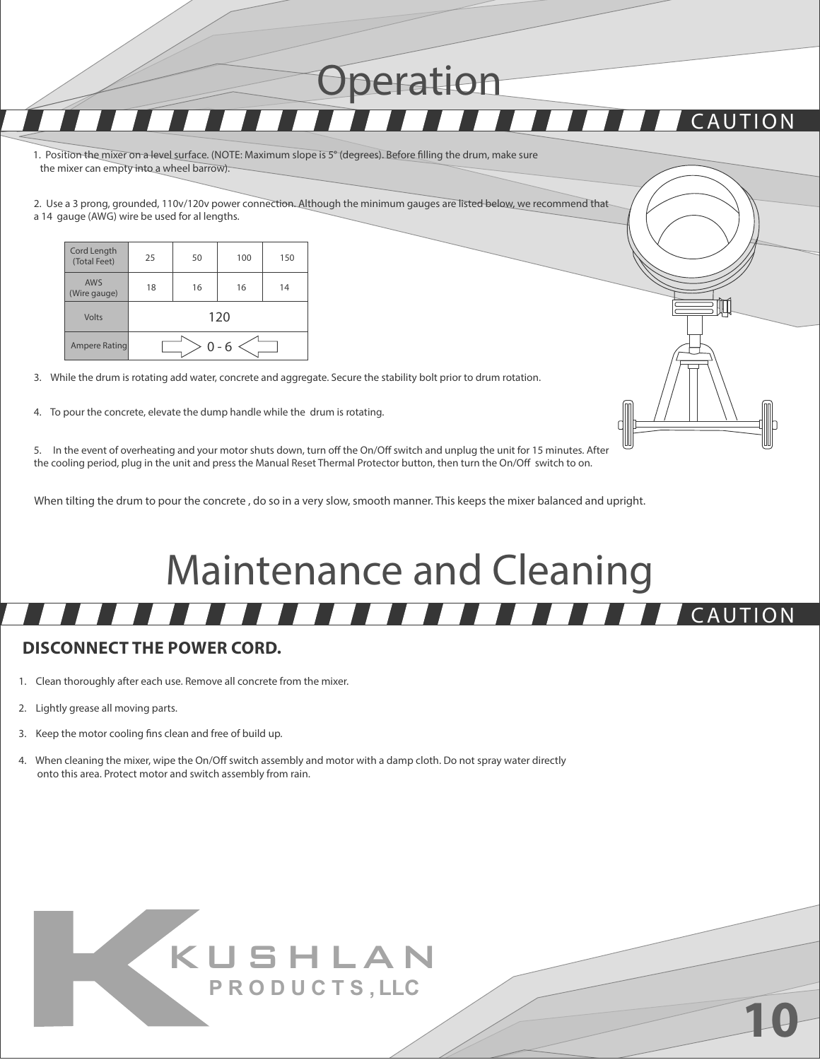# Operation

CAUTION

1. Position the mixer on a level surface. (NOTE: Maximum slope is 5° (degrees). Before filling the drum, make sure the mixer can empty into a wheel barrow).

2. Use a 3 prong, grounded, 110v/120v power connection. Although the minimum gauges are listed below, we recommend that a 14 gauge (AWG) wire be used for al lengths.

| Cord Length (Total Feet) | 25 | 50 | 100 | 150 |
|---|---|---|---|---|
| AWS (Wire gauge) | 18 | 16 | 16 | 14 |
| Volts | 120 | | | |
| Ampere Rating | 0 - 6 | | | |

3. While the drum is rotating add water, concrete and aggregate. Secure the stability bolt prior to drum rotation.

4. To pour the concrete, elevate the dump handle while the drum is rotating.

5. In the event of overheating and your motor shuts down, turn off the On/Off switch and unplug the unit for 15 minutes. After the cooling period, plug in the unit and press the Manual Reset Thermal Protector button, then turn the On/Off switch to on.

When tilting the drum to pour the concrete , do so in a very slow, smooth manner. This keeps the mixer balanced and upright.

# Maintenance and Cleaning

CAUTION

**DISCONNECT THE POWER CORD.**

1. Clean thoroughly after each use. Remove all concrete from the mixer.
2. Lightly grease all moving parts.
3. Keep the motor cooling fins clean and free of build up.
4. When cleaning the mixer, wipe the On/Off switch assembly and motor with a damp cloth. Do not spray water directly onto this area. Protect motor and switch assembly from rain.

KUSHLAN PRODUCTS,LLC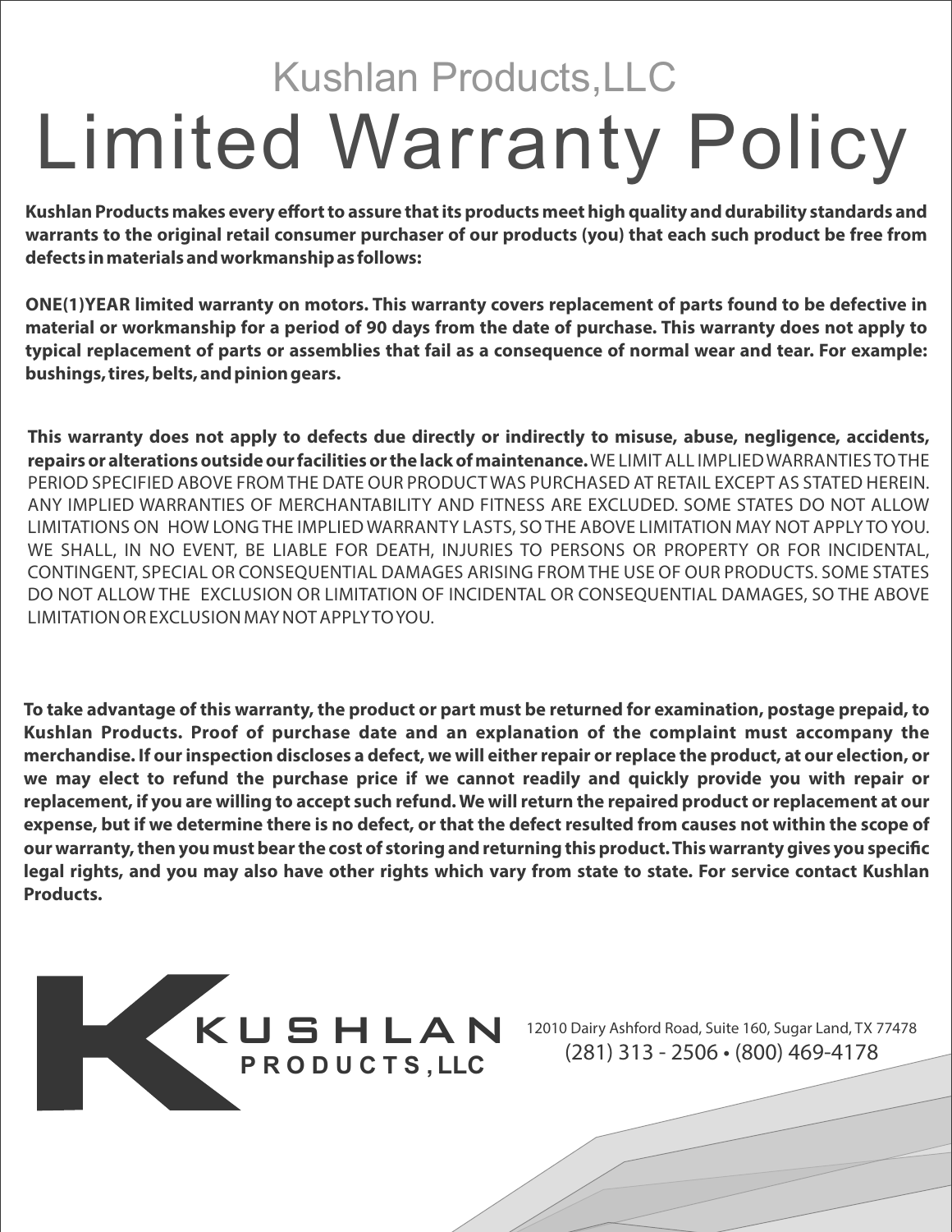Kushlan Products,LLC

# Limited Warranty Policy

**Kushlan Products makes every effort to assure that its products meet high quality and durability standards and warrants to the original retail consumer purchaser of our products (you) that each such product be free from defects in materials and workmanship as follows:**

**ONE(1)YEAR limited warranty on motors. This warranty covers replacement of parts found to be defective in material or workmanship for a period of 90 days from the date of purchase. This warranty does not apply to typical replacement of parts or assemblies that fail as a consequence of normal wear and tear. For example: bushings, tires, belts, and pinion gears.**

**This warranty does not apply to defects due directly or indirectly to misuse, abuse, negligence, accidents, repairs or alterations outside our facilities or the lack of maintenance.** WE LIMIT ALL IMPLIED WARRANTIES TO THE PERIOD SPECIFIED ABOVE FROM THE DATE OUR PRODUCT WAS PURCHASED AT RETAIL EXCEPT AS STATED HEREIN. ANY IMPLIED WARRANTIES OF MERCHANTABILITY AND FITNESS ARE EXCLUDED. SOME STATES DO NOT ALLOW LIMITATIONS ON HOW LONG THE IMPLIED WARRANTY LASTS, SO THE ABOVE LIMITATION MAY NOT APPLY TO YOU. WE SHALL, IN NO EVENT, BE LIABLE FOR DEATH, INJURIES TO PERSONS OR PROPERTY OR FOR INCIDENTAL, CONTINGENT, SPECIAL OR CONSEQUENTIAL DAMAGES ARISING FROM THE USE OF OUR PRODUCTS. SOME STATES DO NOT ALLOW THE EXCLUSION OR LIMITATION OF INCIDENTAL OR CONSEQUENTIAL DAMAGES, SO THE ABOVE LIMITATION OR EXCLUSION MAY NOT APPLY TO YOU.

**To take advantage of this warranty, the product or part must be returned for examination, postage prepaid, to Kushlan Products. Proof of purchase date and an explanation of the complaint must accompany the merchandise. If our inspection discloses a defect, we will either repair or replace the product, at our election, or we may elect to refund the purchase price if we cannot readily and quickly provide you with repair or replacement, if you are willing to accept such refund. We will return the repaired product or replacement at our expense, but if we determine there is no defect, or that the defect resulted from causes not within the scope of our warranty, then you must bear the cost of storing and returning this product. This warranty gives you specific legal rights, and you may also have other rights which vary from state to state. For service contact Kushlan Products.**

KUSHLAN PRODUCTS,LLC

12010 Dairy Ashford Road, Suite 160, Sugar Land, TX 77478
(281) 313 - 2506 • (800) 469-4178